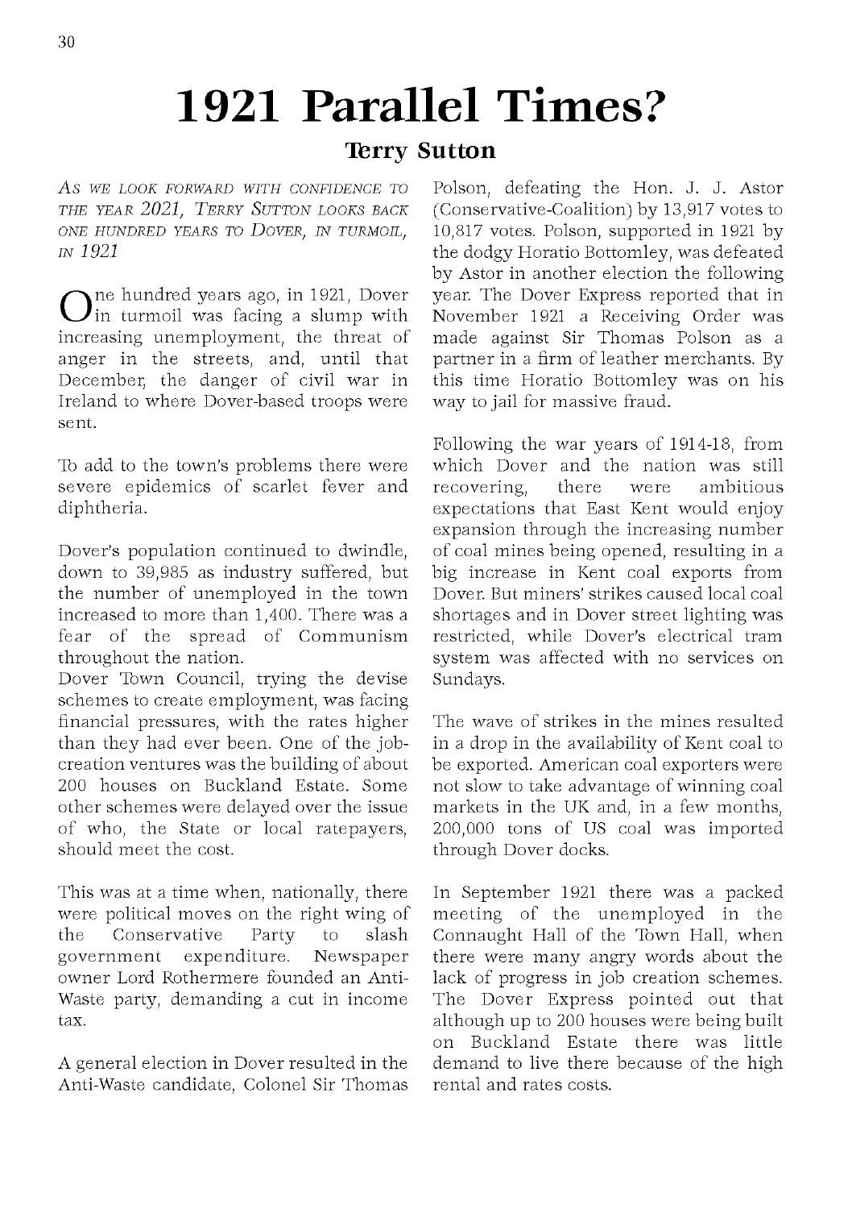# 1921 Parallel Times?

## Terry Sutton

*As we look forward with confidence to the year 2021, Terry Sutton looks back one hundred years to Dover, in turmoil, in 1921*

One hundred years ago, in 1921, Dover in turmoil was facing a slump with increasing unemployment, the threat of anger in the streets, and, until that December, the danger of civil war in Ireland to where Dover-based troops were sent.

To add to the town's problems there were severe epidemics of scarlet fever and diphtheria.

Dover's population continued to dwindle, down to 39,985 as industry suffered, but the number of unemployed in the town increased to more than 1,400. There was a fear of the spread of Communism throughout the nation.

Dover Town Council, trying the devise schemes to create employment, was facing financial pressures, with the rates higher than they had ever been. One of the job-creation ventures was the building of about 200 houses on Buckland Estate. Some other schemes were delayed over the issue of who, the State or local ratepayers, should meet the cost.

This was at a time when, nationally, there were political moves on the right wing of the Conservative Party to slash government expenditure. Newspaper owner Lord Rothermere founded an Anti-Waste party, demanding a cut in income tax.

A general election in Dover resulted in the Anti-Waste candidate, Colonel Sir Thomas Polson, defeating the Hon. J. J. Astor (Conservative-Coalition) by 13,917 votes to 10,817 votes. Polson, supported in 1921 by the dodgy Horatio Bottomley, was defeated by Astor in another election the following year. The Dover Express reported that in November 1921 a Receiving Order was made against Sir Thomas Polson as a partner in a firm of leather merchants. By this time Horatio Bottomley was on his way to jail for massive fraud.

Following the war years of 1914-18, from which Dover and the nation was still recovering, there were ambitious expectations that East Kent would enjoy expansion through the increasing number of coal mines being opened, resulting in a big increase in Kent coal exports from Dover. But miners' strikes caused local coal shortages and in Dover street lighting was restricted, while Dover's electrical tram system was affected with no services on Sundays.

The wave of strikes in the mines resulted in a drop in the availability of Kent coal to be exported. American coal exporters were not slow to take advantage of winning coal markets in the UK and, in a few months, 200,000 tons of US coal was imported through Dover docks.

In September 1921 there was a packed meeting of the unemployed in the Connaught Hall of the Town Hall, when there were many angry words about the lack of progress in job creation schemes. The Dover Express pointed out that although up to 200 houses were being built on Buckland Estate there was little demand to live there because of the high rental and rates costs.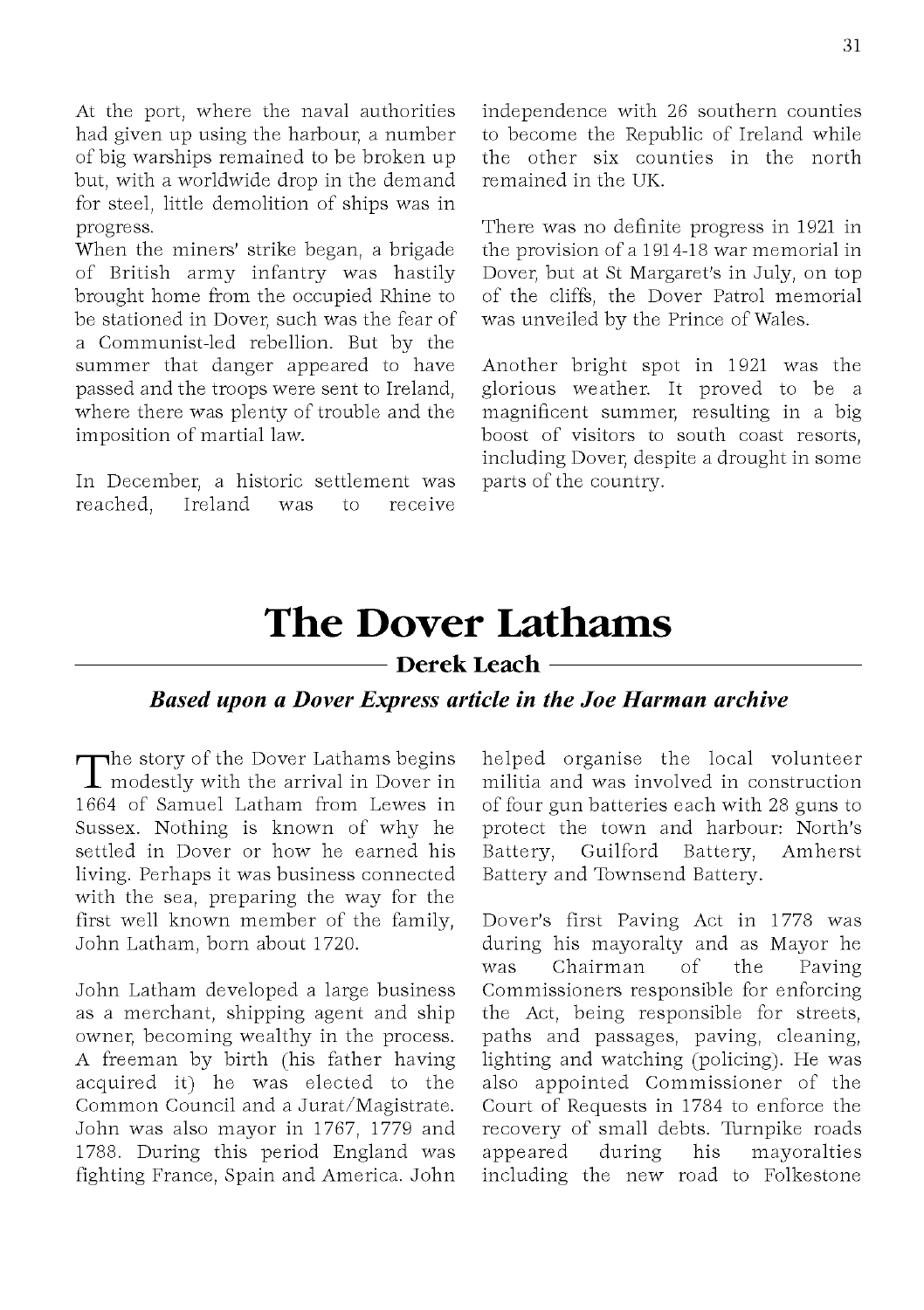At the port, where the naval authorities had given up using the harbour, a number of big warships remained to be broken up but, with a worldwide drop in the demand for steel, little demolition of ships was in progress.

When the miners' strike began, a brigade of British army infantry was hastily brought home from the occupied Rhine to be stationed in Dover, such was the fear of a Communist-led rebellion. But by the summer that danger appeared to have passed and the troops were sent to Ireland, where there was plenty of trouble and the imposition of martial law.

In December, a historic settlement was reached, Ireland was to receive independence with 26 southern counties to become the Republic of Ireland while the other six counties in the north remained in the UK.

There was no definite progress in 1921 in the provision of a 1914-18 war memorial in Dover, but at St Margaret's in July, on top of the cliffs, the Dover Patrol memorial was unveiled by the Prince of Wales.

Another bright spot in 1921 was the glorious weather. It proved to be a magnificent summer, resulting in a big boost of visitors to south coast resorts, including Dover, despite a drought in some parts of the country.

# The Dover Lathams

**Derek Leach**

***Based upon a Dover Express article in the Joe Harman archive***

The story of the Dover Lathams begins modestly with the arrival in Dover in 1664 of Samuel Latham from Lewes in Sussex. Nothing is known of why he settled in Dover or how he earned his living. Perhaps it was business connected with the sea, preparing the way for the first well known member of the family, John Latham, born about 1720.

John Latham developed a large business as a merchant, shipping agent and ship owner, becoming wealthy in the process. A freeman by birth (his father having acquired it) he was elected to the Common Council and a Jurat/Magistrate. John was also mayor in 1767, 1779 and 1788. During this period England was fighting France, Spain and America. John helped organise the local volunteer militia and was involved in construction of four gun batteries each with 28 guns to protect the town and harbour: North's Battery, Guilford Battery, Amherst Battery and Townsend Battery.

Dover's first Paving Act in 1778 was during his mayoralty and as Mayor he was Chairman of the Paving Commissioners responsible for enforcing the Act, being responsible for streets, paths and passages, paving, cleaning, lighting and watching (policing). He was also appointed Commissioner of the Court of Requests in 1784 to enforce the recovery of small debts. Turnpike roads appeared during his mayoralties including the new road to Folkestone